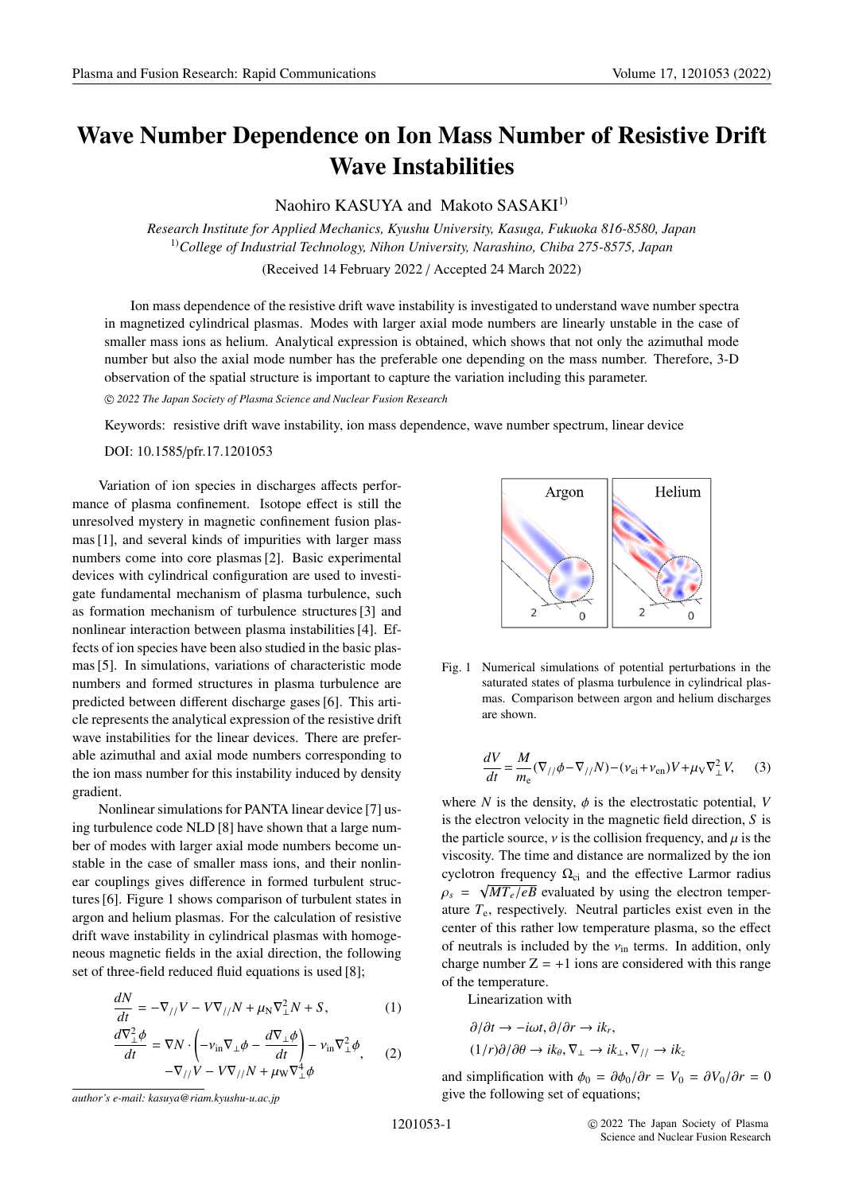# Wave Number Dependence on Ion Mass Number of Resistive Drift Wave Instabilities

Naohiro KASUYA and Makoto SASAKI[1)]

*Research Institute for Applied Mechanics, Kyushu University, Kasuga, Fukuoka 816-8580, Japan*
[1)]*College of Industrial Technology, Nihon University, Narashino, Chiba 275-8575, Japan*

(Received 14 February 2022 / Accepted 24 March 2022)

Ion mass dependence of the resistive drift wave instability is investigated to understand wave number spectra in magnetized cylindrical plasmas. Modes with larger axial mode numbers are linearly unstable in the case of smaller mass ions as helium. Analytical expression is obtained, which shows that not only the azimuthal mode number but also the axial mode number has the preferable one depending on the mass number. Therefore, 3-D observation of the spatial structure is important to capture the variation including this parameter.

*© 2022 The Japan Society of Plasma Science and Nuclear Fusion Research*

Keywords: resistive drift wave instability, ion mass dependence, wave number spectrum, linear device

DOI: 10.1585/pfr.17.1201053

Variation of ion species in discharges affects performance of plasma confinement. Isotope effect is still the unresolved mystery in magnetic confinement fusion plasmas [1], and several kinds of impurities with larger mass numbers come into core plasmas [2]. Basic experimental devices with cylindrical configuration are used to investigate fundamental mechanism of plasma turbulence, such as formation mechanism of turbulence structures [3] and nonlinear interaction between plasma instabilities [4]. Effects of ion species have been also studied in the basic plasmas [5]. In simulations, variations of characteristic mode numbers and formed structures in plasma turbulence are predicted between different discharge gases [6]. This article represents the analytical expression of the resistive drift wave instabilities for the linear devices. There are preferable azimuthal and axial mode numbers corresponding to the ion mass number for this instability induced by density gradient.

Nonlinear simulations for PANTA linear device [7] using turbulence code NLD [8] have shown that a large number of modes with larger axial mode numbers become unstable in the case of smaller mass ions, and their nonlinear couplings gives difference in formed turbulent structures [6]. Figure 1 shows comparison of turbulent states in argon and helium plasmas. For the calculation of resistive drift wave instability in cylindrical plasmas with homogeneous magnetic fields in the axial direction, the following set of three-field reduced fluid equations is used [8];

$$\frac{dN}{dt} = -\nabla_{//}V - V\nabla_{//}N + \mu_{\mathrm{N}}\nabla_{\perp}^{2}N + S, \tag{1}$$

$$\frac{d\nabla_{\perp}^{2}\phi}{dt} = \nabla N \cdot \left(-\nu_{\mathrm{in}}\nabla_{\perp}\phi - \frac{d\nabla_{\perp}\phi}{dt}\right) - \nu_{\mathrm{in}}\nabla_{\perp}^{2}\phi, \quad -\nabla_{//}V - V\nabla_{//}N + \mu_{\mathrm{W}}\nabla_{\perp}^{4}\phi \tag{2}$$

Fig. 1 Numerical simulations of potential perturbations in the saturated states of plasma turbulence in cylindrical plasmas. Comparison between argon and helium discharges are shown.

$$\frac{dV}{dt} = \frac{M}{m_{\mathrm{e}}}(\nabla_{//}\phi - \nabla_{//}N) - (\nu_{\mathrm{ei}} + \nu_{\mathrm{en}})V + \mu_{\mathrm{V}}\nabla_{\perp}^{2}V, \tag{3}$$

where $N$ is the density, $\phi$ is the electrostatic potential, $V$ is the electron velocity in the magnetic field direction, $S$ is the particle source, $\nu$ is the collision frequency, and $\mu$ is the viscosity. The time and distance are normalized by the ion cyclotron frequency $\Omega_{\mathrm{ci}}$ and the effective Larmor radius $\rho_s = \sqrt{MT_e/eB}$ evaluated by using the electron temperature $T_{\mathrm{e}}$, respectively. Neutral particles exist even in the center of this rather low temperature plasma, so the effect of neutrals is included by the $\nu_{\mathrm{in}}$ terms. In addition, only charge number Z = +1 ions are considered with this range of the temperature.

Linearization with

$\partial/\partial t \to -i\omega t, \partial/\partial r \to ik_r,$
$(1/r)\partial/\partial\theta \to ik_\theta, \nabla_\perp \to ik_\perp, \nabla_{//} \to ik_z$

and simplification with $\phi_0 = \partial\phi_0/\partial r = V_0 = \partial V_0/\partial r = 0$ give the following set of equations;

author's e-mail: kasuya@riam.kyushu-u.ac.jp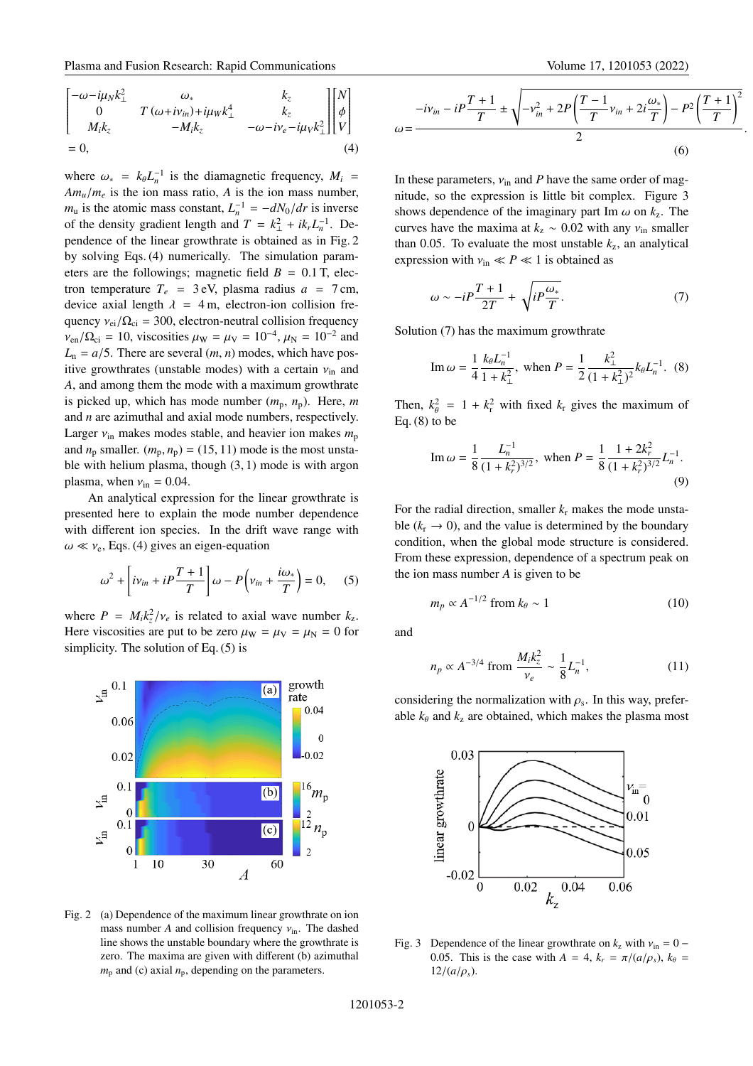$$
\begin{bmatrix} -\omega - i\mu_N k_\perp^2 & \omega_* & k_z \\ 0 & T(\omega + i\nu_{in}) + i\mu_W k_\perp^4 & k_z \\ M_i k_z & -M_i k_z & -\omega - i\nu_e - i\mu_V k_\perp^2 \end{bmatrix} \begin{bmatrix} N \\ \phi \\ V \end{bmatrix} = 0, \quad (4)
$$

where $\omega_* = k_\theta L_n^{-1}$ is the diamagnetic frequency, $M_i = Am_u/m_e$ is the ion mass ratio, $A$ is the ion mass number, $m_u$ is the atomic mass constant, $L_n^{-1} = -dN_0/dr$ is inverse of the density gradient length and $T = k_\perp^2 + ik_r L_n^{-1}$. Dependence of the linear growthrate is obtained as in Fig. 2 by solving Eqs. (4) numerically. The simulation parameters are the followings; magnetic field $B = 0.1$ T, electron temperature $T_e = 3$ eV, plasma radius $a = 7$ cm, device axial length $\lambda = 4$ m, electron-ion collision frequency $\nu_{ei}/\Omega_{ci} = 300$, electron-neutral collision frequency $\nu_{en}/\Omega_{ci} = 10$, viscosities $\mu_W = \mu_V = 10^{-4}$, $\mu_N = 10^{-2}$ and $L_n = a/5$. There are several $(m, n)$ modes, which have positive growthrates (unstable modes) with a certain $\nu_{in}$ and $A$, and among them the mode with a maximum growthrate is picked up, which has mode number $(m_p, n_p)$. Here, $m$ and $n$ are azimuthal and axial mode numbers, respectively. Larger $\nu_{in}$ makes modes stable, and heavier ion makes $m_p$ and $n_p$ smaller. $(m_p, n_p) = (15, 11)$ mode is the most unstable with helium plasma, though $(3, 1)$ mode is with argon plasma, when $\nu_{in} = 0.04$.

An analytical expression for the linear growthrate is presented here to explain the mode number dependence with different ion species. In the drift wave range with $\omega \ll \nu_e$, Eqs. (4) gives an eigen-equation

$$
\omega^2 + \left[ i\nu_{in} + iP\frac{T+1}{T} \right] \omega - P\left( \nu_{in} + \frac{i\omega_*}{T} \right) = 0, \quad (5)
$$

where $P = M_i k_z^2/\nu_e$ is related to axial wave number $k_z$. Here viscosities are put to be zero $\mu_W = \mu_V = \mu_N = 0$ for simplicity. The solution of Eq. (5) is

Fig. 2 (a) Dependence of the maximum linear growthrate on ion mass number $A$ and collision frequency $\nu_{in}$. The dashed line shows the unstable boundary where the growthrate is zero. The maxima are given with different (b) azimuthal $m_p$ and (c) axial $n_p$, depending on the parameters.

$$
\omega = \frac{-i\nu_{in} - iP\dfrac{T+1}{T} \pm \sqrt{-\nu_{in}^2 + 2P\left(\dfrac{T-1}{T}\nu_{in} + 2i\dfrac{\omega_*}{T}\right) - P^2\left(\dfrac{T+1}{T}\right)^2}}{2}. \quad (6)
$$

In these parameters, $\nu_{in}$ and $P$ have the same order of magnitude, so the expression is little bit complex. Figure 3 shows dependence of the imaginary part Im $\omega$ on $k_z$. The curves have the maxima at $k_z \sim 0.02$ with any $\nu_{in}$ smaller than 0.05. To evaluate the most unstable $k_z$, an analytical expression with $\nu_{in} \ll P \ll 1$ is obtained as

$$
\omega \sim -iP\frac{T+1}{2T} + \sqrt{iP\frac{\omega_*}{T}}. \quad (7)
$$

Solution (7) has the maximum growthrate

$$
\text{Im}\,\omega = \frac{1}{4}\frac{k_\theta L_n^{-1}}{1+k_\perp^2}, \text{ when } P = \frac{1}{2}\frac{k_\perp^2}{(1+k_\perp^2)^2}k_\theta L_n^{-1}. \quad (8)
$$

Then, $k_\theta^2 = 1 + k_r^2$ with fixed $k_r$ gives the maximum of Eq. (8) to be

$$
\text{Im}\,\omega = \frac{1}{8}\frac{L_n^{-1}}{(1+k_r^2)^{3/2}}, \text{ when } P = \frac{1}{8}\frac{1+2k_r^2}{(1+k_r^2)^{3/2}}L_n^{-1}. \quad (9)
$$

For the radial direction, smaller $k_r$ makes the mode unstable ($k_r \to 0$), and the value is determined by the boundary condition, when the global mode structure is considered. From these expression, dependence of a spectrum peak on the ion mass number $A$ is given to be

$$
m_p \propto A^{-1/2} \text{ from } k_\theta \sim 1 \quad (10)
$$

and

$$
n_p \propto A^{-3/4} \text{ from } \frac{M_i k_z^2}{\nu_e} \sim \frac{1}{8}L_n^{-1}, \quad (11)
$$

considering the normalization with $\rho_s$. In this way, preferable $k_\theta$ and $k_z$ are obtained, which makes the plasma most

Fig. 3 Dependence of the linear growthrate on $k_z$ with $\nu_{in} = 0 - 0.05$. This is the case with $A = 4$, $k_r = \pi/(a/\rho_s)$, $k_\theta = 12/(a/\rho_s)$.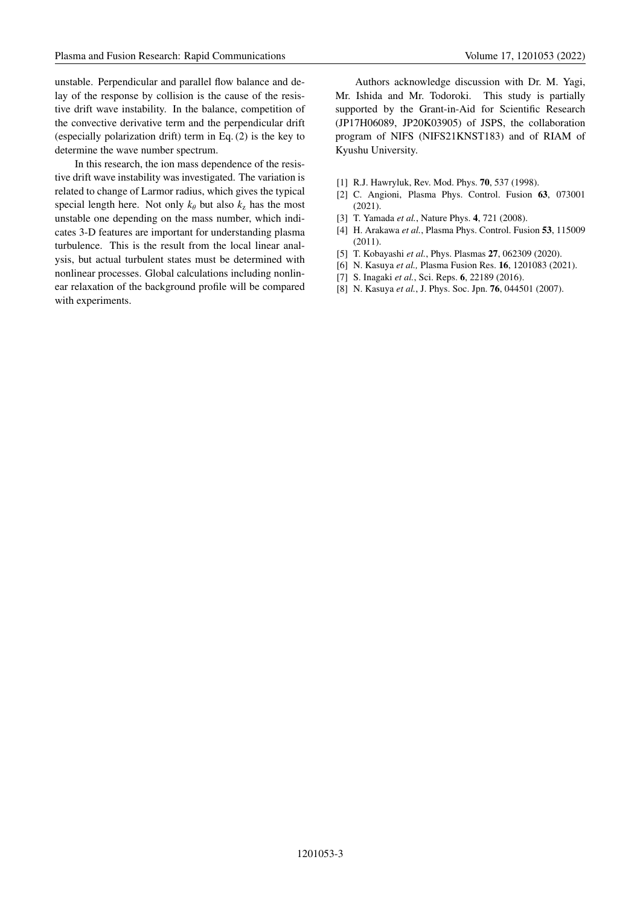unstable. Perpendicular and parallel flow balance and delay of the response by collision is the cause of the resistive drift wave instability. In the balance, competition of the convective derivative term and the perpendicular drift (especially polarization drift) term in Eq. (2) is the key to determine the wave number spectrum.

In this research, the ion mass dependence of the resistive drift wave instability was investigated. The variation is related to change of Larmor radius, which gives the typical special length here. Not only $k_\theta$ but also $k_z$ has the most unstable one depending on the mass number, which indicates 3-D features are important for understanding plasma turbulence. This is the result from the local linear analysis, but actual turbulent states must be determined with nonlinear processes. Global calculations including nonlinear relaxation of the background profile will be compared with experiments.

Authors acknowledge discussion with Dr. M. Yagi, Mr. Ishida and Mr. Todoroki. This study is partially supported by the Grant-in-Aid for Scientific Research (JP17H06089, JP20K03905) of JSPS, the collaboration program of NIFS (NIFS21KNST183) and of RIAM of Kyushu University.

[1] R.J. Hawryluk, Rev. Mod. Phys. **70**, 537 (1998).
[2] C. Angioni, Plasma Phys. Control. Fusion **63**, 073001 (2021).
[3] T. Yamada *et al.*, Nature Phys. **4**, 721 (2008).
[4] H. Arakawa *et al.*, Plasma Phys. Control. Fusion **53**, 115009 (2011).
[5] T. Kobayashi *et al.*, Phys. Plasmas **27**, 062309 (2020).
[6] N. Kasuya *et al.,* Plasma Fusion Res. **16**, 1201083 (2021).
[7] S. Inagaki *et al.*, Sci. Reps. **6**, 22189 (2016).
[8] N. Kasuya *et al.*, J. Phys. Soc. Jpn. **76**, 044501 (2007).